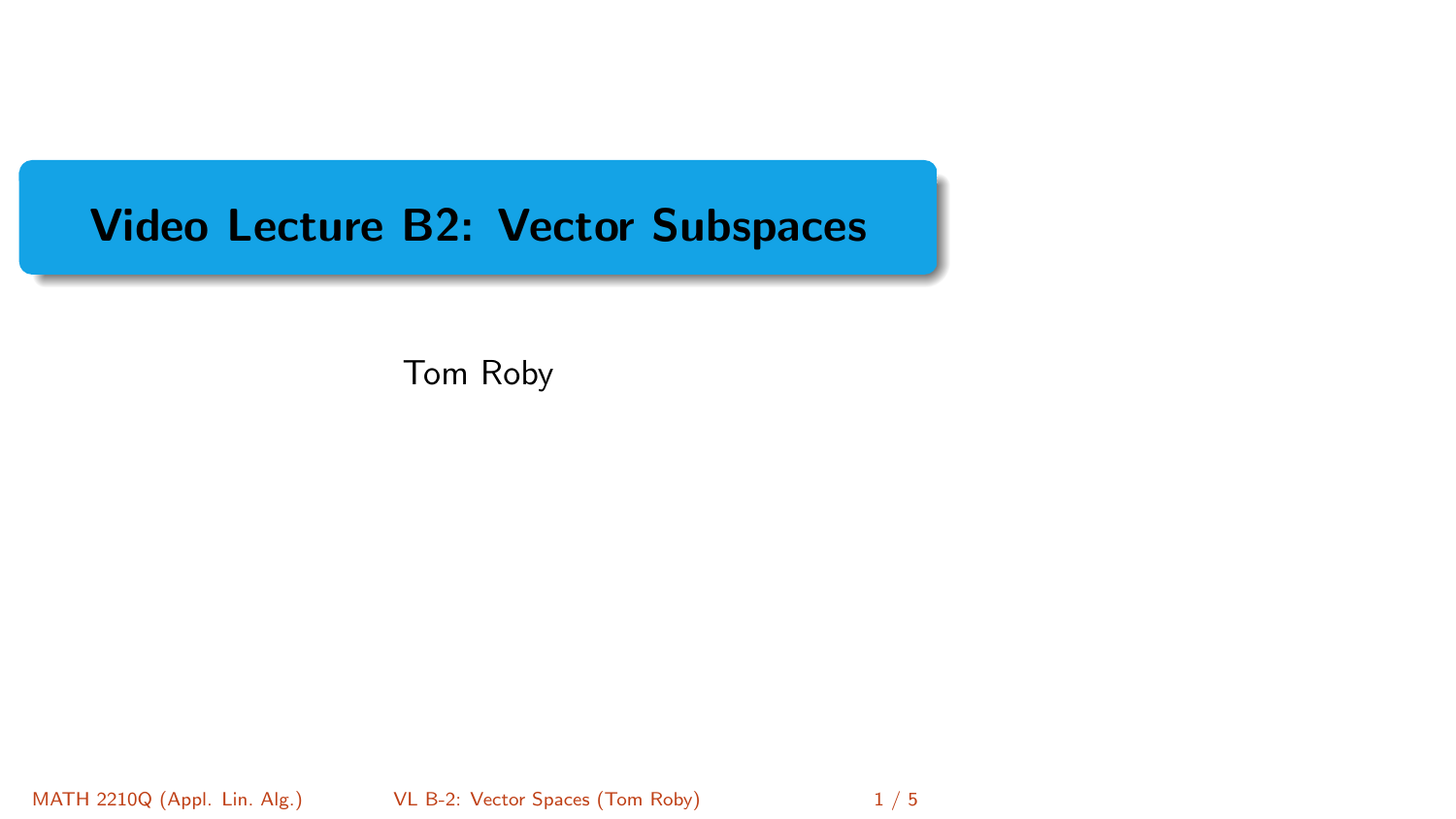# Video Lecture B2: Vector Subspaces

Tom Roby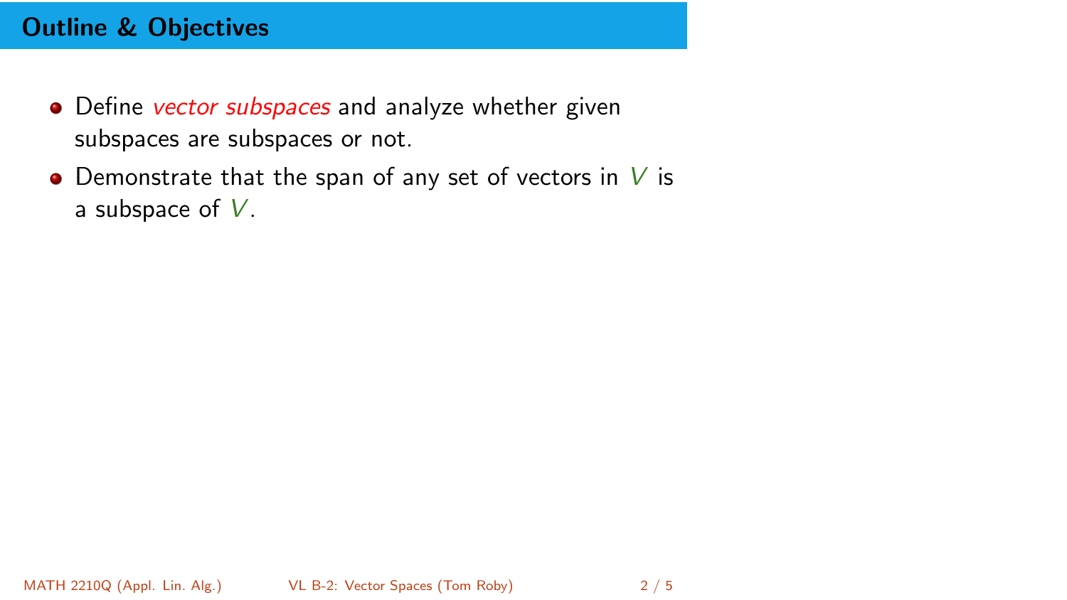## Outline & Objectives

- Define *vector subspaces* and analyze whether given subspaces are subspaces or not.
- Demonstrate that the span of any set of vectors in $V$ is a subspace of $V$.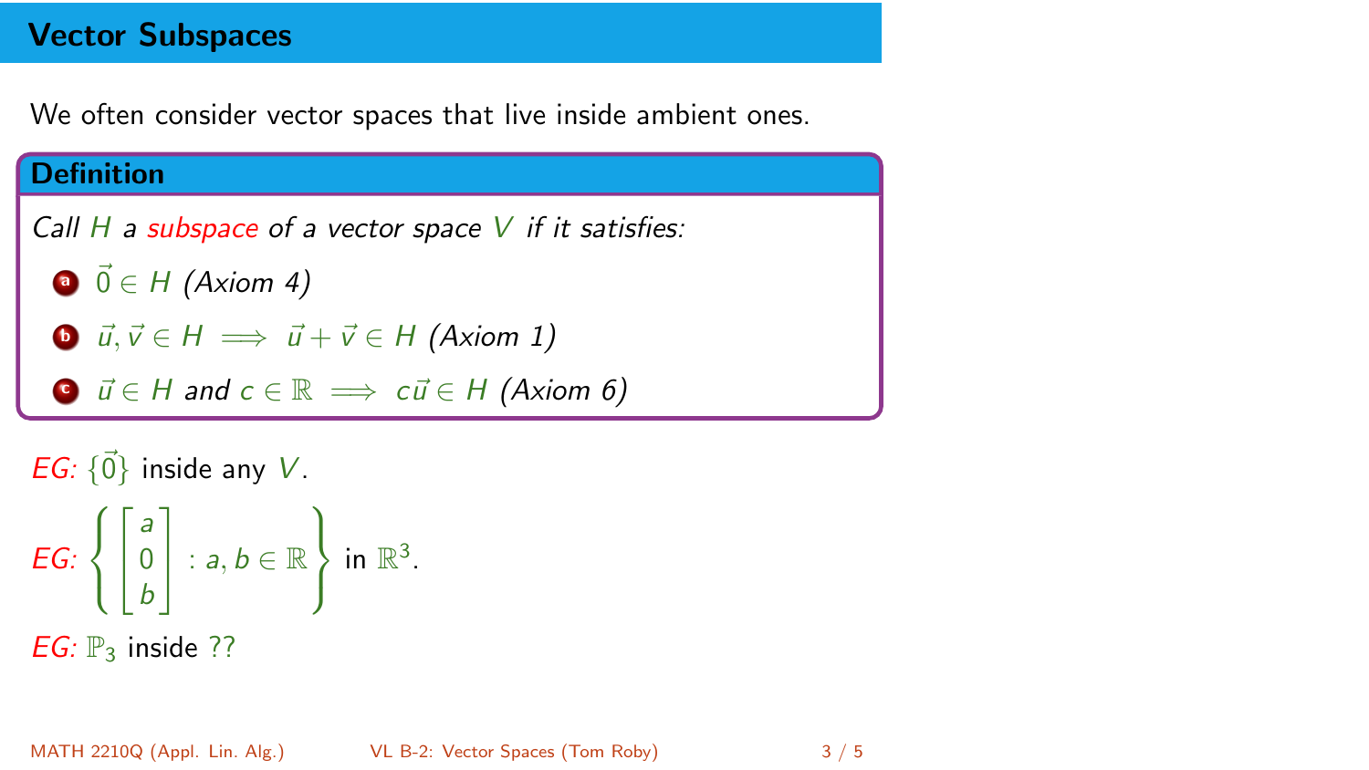# Vector Subspaces

We often consider vector spaces that live inside ambient ones.

**Definition**

*Call $H$ a subspace of a vector space $V$ if it satisfies:*

a. $\vec{0} \in H$ *(Axiom 4)*
b. $\vec{u}, \vec{v} \in H \implies \vec{u} + \vec{v} \in H$ *(Axiom 1)*
c. $\vec{u} \in H$ *and* $c \in \mathbb{R} \implies c\vec{u} \in H$ *(Axiom 6)*

*EG:* $\{\vec{0}\}$ inside any $V$.

*EG:* $\left\{ \begin{bmatrix} a \\ 0 \\ b \end{bmatrix} : a, b \in \mathbb{R} \right\}$ in $\mathbb{R}^3$.

*EG:* $\mathbb{P}_3$ inside ??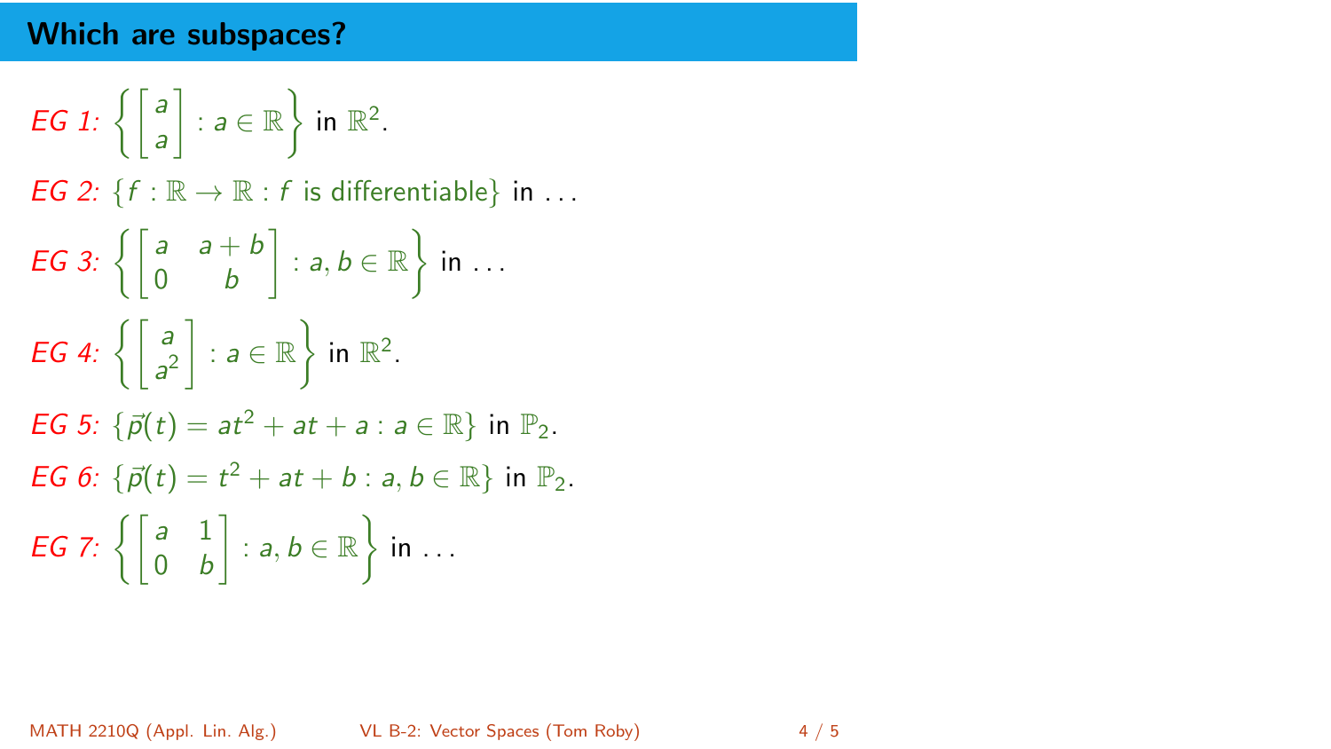## Which are subspaces?

*EG 1:* $\left\{ \begin{bmatrix} a \\ a \end{bmatrix} : a \in \mathbb{R} \right\}$ in $\mathbb{R}^2$.

*EG 2:* $\{f : \mathbb{R} \to \mathbb{R} : f \text{ is differentiable}\}$ in ...

*EG 3:* $\left\{ \begin{bmatrix} a & a+b \\ 0 & b \end{bmatrix} : a, b \in \mathbb{R} \right\}$ in ...

*EG 4:* $\left\{ \begin{bmatrix} a \\ a^2 \end{bmatrix} : a \in \mathbb{R} \right\}$ in $\mathbb{R}^2$.

*EG 5:* $\{\vec{p}(t) = at^2 + at + a : a \in \mathbb{R}\}$ in $\mathbb{P}_2$.

*EG 6:* $\{\vec{p}(t) = t^2 + at + b : a, b \in \mathbb{R}\}$ in $\mathbb{P}_2$.

*EG 7:* $\left\{ \begin{bmatrix} a & 1 \\ 0 & b \end{bmatrix} : a, b \in \mathbb{R} \right\}$ in ...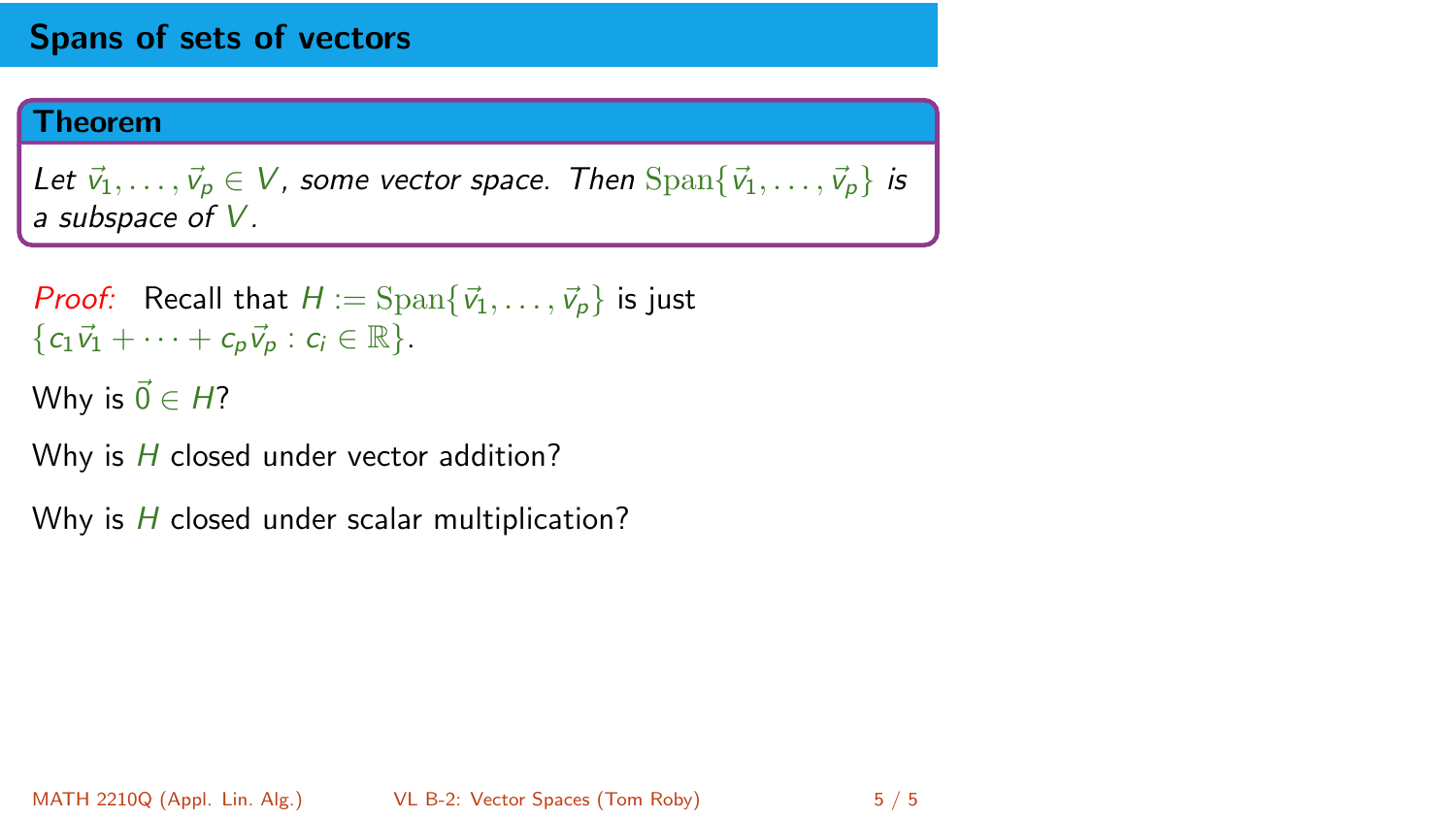## Spans of sets of vectors

**Theorem**

*Let $\vec{v}_1, \ldots, \vec{v}_p \in V$, some vector space. Then $\mathrm{Span}\{\vec{v}_1, \ldots, \vec{v}_p\}$ is a subspace of $V$.*

*Proof:* Recall that $H := \mathrm{Span}\{\vec{v}_1, \ldots, \vec{v}_p\}$ is just $\{c_1\vec{v}_1 + \cdots + c_p\vec{v}_p : c_i \in \mathbb{R}\}$.

Why is $\vec{0} \in H$?

Why is $H$ closed under vector addition?

Why is $H$ closed under scalar multiplication?